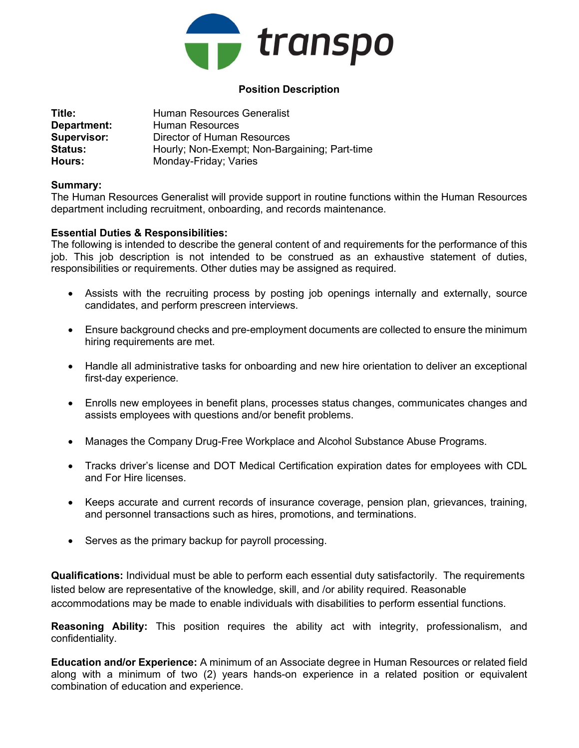transpo

## Position Description

**Title:** Human Resources Generalist
**Department:** Human Resources
**Supervisor:** Director of Human Resources
**Status:** Hourly; Non-Exempt; Non-Bargaining; Part-time
**Hours:** Monday-Friday; Varies

**Summary:**
The Human Resources Generalist will provide support in routine functions within the Human Resources department including recruitment, onboarding, and records maintenance.

**Essential Duties & Responsibilities:**
The following is intended to describe the general content of and requirements for the performance of this job. This job description is not intended to be construed as an exhaustive statement of duties, responsibilities or requirements. Other duties may be assigned as required.

- Assists with the recruiting process by posting job openings internally and externally, source candidates, and perform prescreen interviews.
- Ensure background checks and pre-employment documents are collected to ensure the minimum hiring requirements are met.
- Handle all administrative tasks for onboarding and new hire orientation to deliver an exceptional first-day experience.
- Enrolls new employees in benefit plans, processes status changes, communicates changes and assists employees with questions and/or benefit problems.
- Manages the Company Drug-Free Workplace and Alcohol Substance Abuse Programs.
- Tracks driver's license and DOT Medical Certification expiration dates for employees with CDL and For Hire licenses.
- Keeps accurate and current records of insurance coverage, pension plan, grievances, training, and personnel transactions such as hires, promotions, and terminations.
- Serves as the primary backup for payroll processing.

**Qualifications:** Individual must be able to perform each essential duty satisfactorily. The requirements listed below are representative of the knowledge, skill, and /or ability required. Reasonable accommodations may be made to enable individuals with disabilities to perform essential functions.

**Reasoning Ability:** This position requires the ability act with integrity, professionalism, and confidentiality.

**Education and/or Experience:** A minimum of an Associate degree in Human Resources or related field along with a minimum of two (2) years hands-on experience in a related position or equivalent combination of education and experience.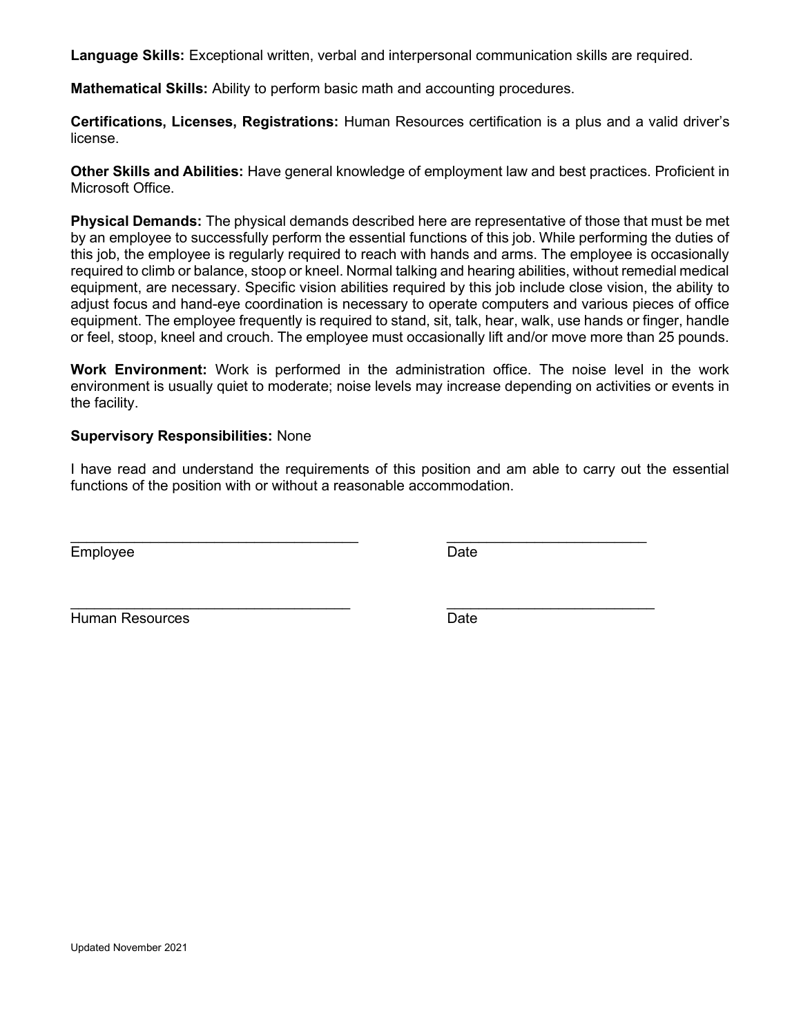**Language Skills:** Exceptional written, verbal and interpersonal communication skills are required.

**Mathematical Skills:** Ability to perform basic math and accounting procedures.

**Certifications, Licenses, Registrations:** Human Resources certification is a plus and a valid driver's license.

**Other Skills and Abilities:** Have general knowledge of employment law and best practices. Proficient in Microsoft Office.

**Physical Demands:** The physical demands described here are representative of those that must be met by an employee to successfully perform the essential functions of this job. While performing the duties of this job, the employee is regularly required to reach with hands and arms. The employee is occasionally required to climb or balance, stoop or kneel. Normal talking and hearing abilities, without remedial medical equipment, are necessary. Specific vision abilities required by this job include close vision, the ability to adjust focus and hand-eye coordination is necessary to operate computers and various pieces of office equipment. The employee frequently is required to stand, sit, talk, hear, walk, use hands or finger, handle or feel, stoop, kneel and crouch. The employee must occasionally lift and/or move more than 25 pounds.

**Work Environment:** Work is performed in the administration office. The noise level in the work environment is usually quiet to moderate; noise levels may increase depending on activities or events in the facility.

**Supervisory Responsibilities:** None

I have read and understand the requirements of this position and am able to carry out the essential functions of the position with or without a reasonable accommodation.

\_\_\_\_\_\_\_\_\_\_\_\_\_\_\_\_\_\_\_\_\_\_\_\_\_\_\_\_\_\_\_\_\_\_\_\_ &nbsp;&nbsp;&nbsp;&nbsp; \_\_\_\_\_\_\_\_\_\_\_\_\_\_\_\_\_\_\_\_\_\_\_\_\_
Employee &nbsp;&nbsp;&nbsp;&nbsp; Date

\_\_\_\_\_\_\_\_\_\_\_\_\_\_\_\_\_\_\_\_\_\_\_\_\_\_\_\_\_\_\_\_\_\_\_\_ &nbsp;&nbsp;&nbsp;&nbsp; \_\_\_\_\_\_\_\_\_\_\_\_\_\_\_\_\_\_\_\_\_\_\_\_\_
Human Resources &nbsp;&nbsp;&nbsp;&nbsp; Date

Updated November 2021